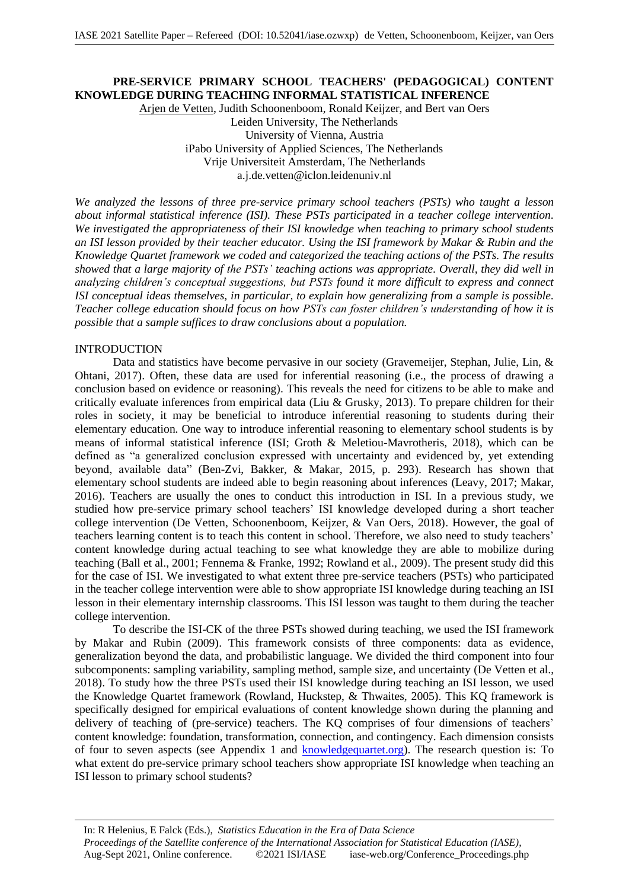# PRE-SERVICE PRIMARY SCHOOL TEACHERS' (PEDAGOGICAL) CONTENT KNOWLEDGE DURING TEACHING INFORMAL STATISTICAL INFERENCE

Arjen de Vetten, Judith Schoonenboom, Ronald Keijzer, and Bert van Oers
Leiden University, The Netherlands
University of Vienna, Austria
iPabo University of Applied Sciences, The Netherlands
Vrije Universiteit Amsterdam, The Netherlands
a.j.de.vetten@iclon.leidenuniv.nl

*We analyzed the lessons of three pre-service primary school teachers (PSTs) who taught a lesson about informal statistical inference (ISI). These PSTs participated in a teacher college intervention. We investigated the appropriateness of their ISI knowledge when teaching to primary school students an ISI lesson provided by their teacher educator. Using the ISI framework by Makar & Rubin and the Knowledge Quartet framework we coded and categorized the teaching actions of the PSTs. The results showed that a large majority of the PSTs' teaching actions was appropriate. Overall, they did well in analyzing children's conceptual suggestions, but PSTs found it more difficult to express and connect ISI conceptual ideas themselves, in particular, to explain how generalizing from a sample is possible. Teacher college education should focus on how PSTs can foster children's understanding of how it is possible that a sample suffices to draw conclusions about a population.*

## INTRODUCTION

Data and statistics have become pervasive in our society (Gravemeijer, Stephan, Julie, Lin, & Ohtani, 2017). Often, these data are used for inferential reasoning (i.e., the process of drawing a conclusion based on evidence or reasoning). This reveals the need for citizens to be able to make and critically evaluate inferences from empirical data (Liu & Grusky, 2013). To prepare children for their roles in society, it may be beneficial to introduce inferential reasoning to students during their elementary education. One way to introduce inferential reasoning to elementary school students is by means of informal statistical inference (ISI; Groth & Meletiou-Mavrotheris, 2018), which can be defined as "a generalized conclusion expressed with uncertainty and evidenced by, yet extending beyond, available data" (Ben-Zvi, Bakker, & Makar, 2015, p. 293). Research has shown that elementary school students are indeed able to begin reasoning about inferences (Leavy, 2017; Makar, 2016). Teachers are usually the ones to conduct this introduction in ISI. In a previous study, we studied how pre-service primary school teachers' ISI knowledge developed during a short teacher college intervention (De Vetten, Schoonenboom, Keijzer, & Van Oers, 2018). However, the goal of teachers learning content is to teach this content in school. Therefore, we also need to study teachers' content knowledge during actual teaching to see what knowledge they are able to mobilize during teaching (Ball et al., 2001; Fennema & Franke, 1992; Rowland et al., 2009). The present study did this for the case of ISI. We investigated to what extent three pre-service teachers (PSTs) who participated in the teacher college intervention were able to show appropriate ISI knowledge during teaching an ISI lesson in their elementary internship classrooms. This ISI lesson was taught to them during the teacher college intervention.

To describe the ISI-CK of the three PSTs showed during teaching, we used the ISI framework by Makar and Rubin (2009). This framework consists of three components: data as evidence, generalization beyond the data, and probabilistic language. We divided the third component into four subcomponents: sampling variability, sampling method, sample size, and uncertainty (De Vetten et al., 2018). To study how the three PSTs used their ISI knowledge during teaching an ISI lesson, we used the Knowledge Quartet framework (Rowland, Huckstep, & Thwaites, 2005). This KQ framework is specifically designed for empirical evaluations of content knowledge shown during the planning and delivery of teaching of (pre-service) teachers. The KQ comprises of four dimensions of teachers' content knowledge: foundation, transformation, connection, and contingency. Each dimension consists of four to seven aspects (see Appendix 1 and knowledgequartet.org). The research question is: To what extent do pre-service primary school teachers show appropriate ISI knowledge when teaching an ISI lesson to primary school students?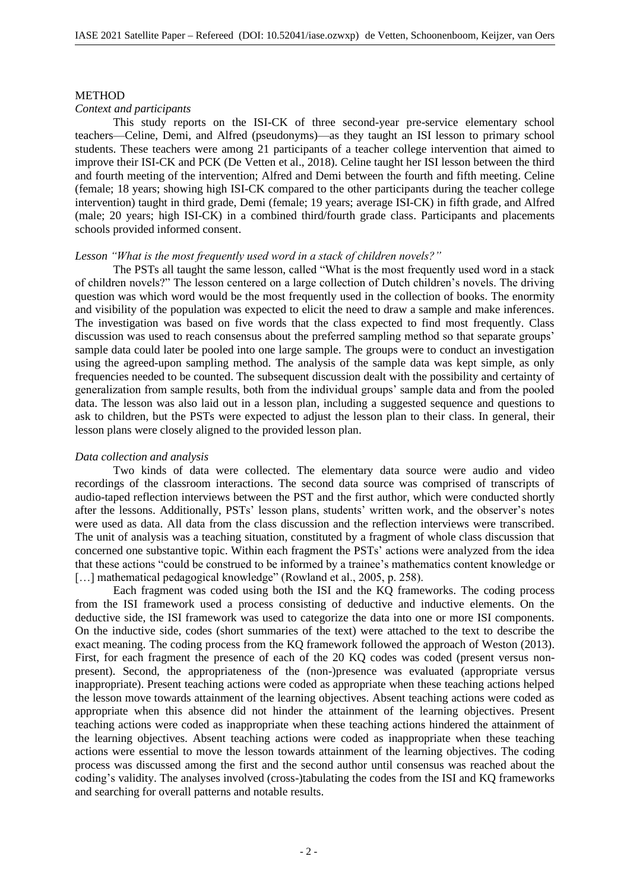## METHOD

### *Context and participants*

This study reports on the ISI-CK of three second-year pre-service elementary school teachers—Celine, Demi, and Alfred (pseudonyms)—as they taught an ISI lesson to primary school students. These teachers were among 21 participants of a teacher college intervention that aimed to improve their ISI-CK and PCK (De Vetten et al., 2018). Celine taught her ISI lesson between the third and fourth meeting of the intervention; Alfred and Demi between the fourth and fifth meeting. Celine (female; 18 years; showing high ISI-CK compared to the other participants during the teacher college intervention) taught in third grade, Demi (female; 19 years; average ISI-CK) in fifth grade, and Alfred (male; 20 years; high ISI-CK) in a combined third/fourth grade class. Participants and placements schools provided informed consent.

### *Lesson "What is the most frequently used word in a stack of children novels?"*

The PSTs all taught the same lesson, called "What is the most frequently used word in a stack of children novels?" The lesson centered on a large collection of Dutch children's novels. The driving question was which word would be the most frequently used in the collection of books. The enormity and visibility of the population was expected to elicit the need to draw a sample and make inferences. The investigation was based on five words that the class expected to find most frequently. Class discussion was used to reach consensus about the preferred sampling method so that separate groups' sample data could later be pooled into one large sample. The groups were to conduct an investigation using the agreed-upon sampling method. The analysis of the sample data was kept simple, as only frequencies needed to be counted. The subsequent discussion dealt with the possibility and certainty of generalization from sample results, both from the individual groups' sample data and from the pooled data. The lesson was also laid out in a lesson plan, including a suggested sequence and questions to ask to children, but the PSTs were expected to adjust the lesson plan to their class. In general, their lesson plans were closely aligned to the provided lesson plan.

### *Data collection and analysis*

Two kinds of data were collected. The elementary data source were audio and video recordings of the classroom interactions. The second data source was comprised of transcripts of audio-taped reflection interviews between the PST and the first author, which were conducted shortly after the lessons. Additionally, PSTs' lesson plans, students' written work, and the observer's notes were used as data. All data from the class discussion and the reflection interviews were transcribed. The unit of analysis was a teaching situation, constituted by a fragment of whole class discussion that concerned one substantive topic. Within each fragment the PSTs' actions were analyzed from the idea that these actions "could be construed to be informed by a trainee's mathematics content knowledge or [...] mathematical pedagogical knowledge" (Rowland et al., 2005, p. 258).

Each fragment was coded using both the ISI and the KQ frameworks. The coding process from the ISI framework used a process consisting of deductive and inductive elements. On the deductive side, the ISI framework was used to categorize the data into one or more ISI components. On the inductive side, codes (short summaries of the text) were attached to the text to describe the exact meaning. The coding process from the KQ framework followed the approach of Weston (2013). First, for each fragment the presence of each of the 20 KQ codes was coded (present versus non-present). Second, the appropriateness of the (non-)presence was evaluated (appropriate versus inappropriate). Present teaching actions were coded as appropriate when these teaching actions helped the lesson move towards attainment of the learning objectives. Absent teaching actions were coded as appropriate when this absence did not hinder the attainment of the learning objectives. Present teaching actions were coded as inappropriate when these teaching actions hindered the attainment of the learning objectives. Absent teaching actions were coded as inappropriate when these teaching actions were essential to move the lesson towards attainment of the learning objectives. The coding process was discussed among the first and the second author until consensus was reached about the coding's validity. The analyses involved (cross-)tabulating the codes from the ISI and KQ frameworks and searching for overall patterns and notable results.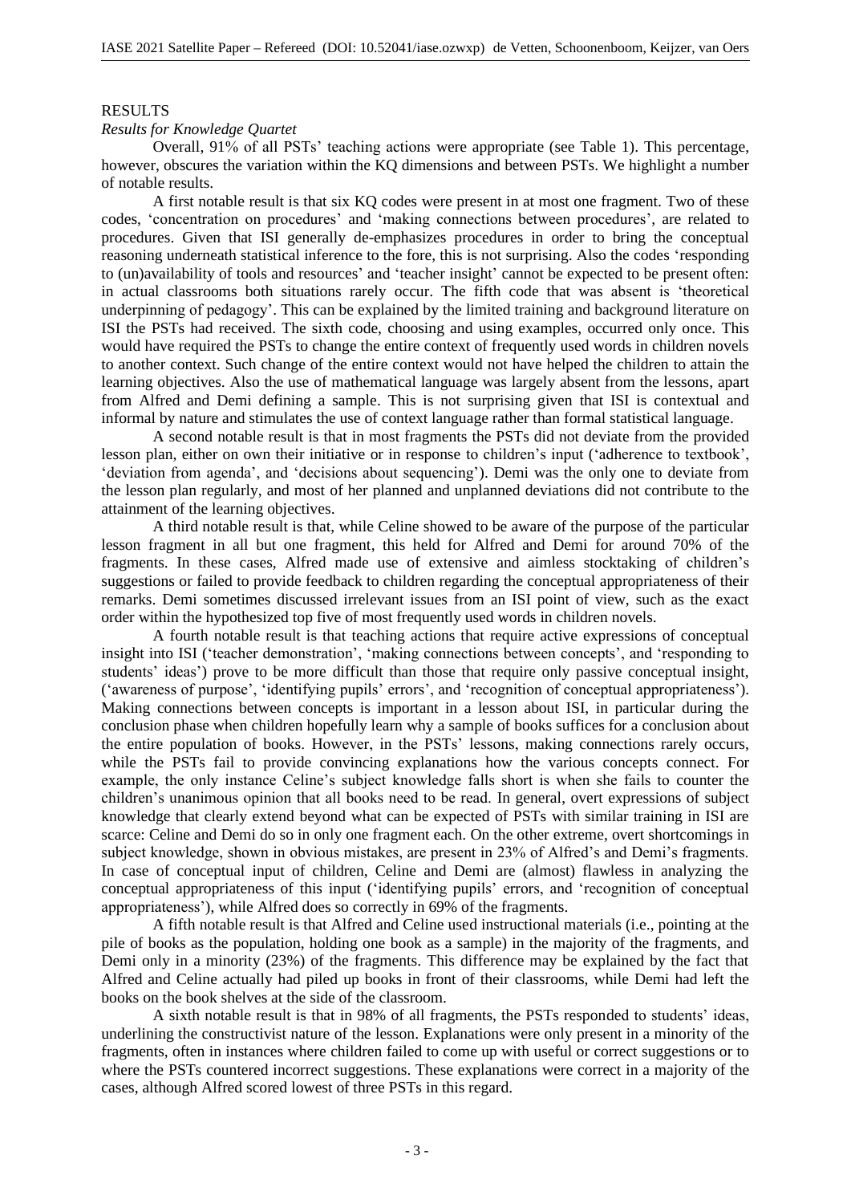## RESULTS

### *Results for Knowledge Quartet*

Overall, 91% of all PSTs' teaching actions were appropriate (see Table 1). This percentage, however, obscures the variation within the KQ dimensions and between PSTs. We highlight a number of notable results.

A first notable result is that six KQ codes were present in at most one fragment. Two of these codes, 'concentration on procedures' and 'making connections between procedures', are related to procedures. Given that ISI generally de-emphasizes procedures in order to bring the conceptual reasoning underneath statistical inference to the fore, this is not surprising. Also the codes 'responding to (un)availability of tools and resources' and 'teacher insight' cannot be expected to be present often: in actual classrooms both situations rarely occur. The fifth code that was absent is 'theoretical underpinning of pedagogy'. This can be explained by the limited training and background literature on ISI the PSTs had received. The sixth code, choosing and using examples, occurred only once. This would have required the PSTs to change the entire context of frequently used words in children novels to another context. Such change of the entire context would not have helped the children to attain the learning objectives. Also the use of mathematical language was largely absent from the lessons, apart from Alfred and Demi defining a sample. This is not surprising given that ISI is contextual and informal by nature and stimulates the use of context language rather than formal statistical language.

A second notable result is that in most fragments the PSTs did not deviate from the provided lesson plan, either on own their initiative or in response to children's input ('adherence to textbook', 'deviation from agenda', and 'decisions about sequencing'). Demi was the only one to deviate from the lesson plan regularly, and most of her planned and unplanned deviations did not contribute to the attainment of the learning objectives.

A third notable result is that, while Celine showed to be aware of the purpose of the particular lesson fragment in all but one fragment, this held for Alfred and Demi for around 70% of the fragments. In these cases, Alfred made use of extensive and aimless stocktaking of children's suggestions or failed to provide feedback to children regarding the conceptual appropriateness of their remarks. Demi sometimes discussed irrelevant issues from an ISI point of view, such as the exact order within the hypothesized top five of most frequently used words in children novels.

A fourth notable result is that teaching actions that require active expressions of conceptual insight into ISI ('teacher demonstration', 'making connections between concepts', and 'responding to students' ideas') prove to be more difficult than those that require only passive conceptual insight, ('awareness of purpose', 'identifying pupils' errors', and 'recognition of conceptual appropriateness'). Making connections between concepts is important in a lesson about ISI, in particular during the conclusion phase when children hopefully learn why a sample of books suffices for a conclusion about the entire population of books. However, in the PSTs' lessons, making connections rarely occurs, while the PSTs fail to provide convincing explanations how the various concepts connect. For example, the only instance Celine's subject knowledge falls short is when she fails to counter the children's unanimous opinion that all books need to be read. In general, overt expressions of subject knowledge that clearly extend beyond what can be expected of PSTs with similar training in ISI are scarce: Celine and Demi do so in only one fragment each. On the other extreme, overt shortcomings in subject knowledge, shown in obvious mistakes, are present in 23% of Alfred's and Demi's fragments. In case of conceptual input of children, Celine and Demi are (almost) flawless in analyzing the conceptual appropriateness of this input ('identifying pupils' errors, and 'recognition of conceptual appropriateness'), while Alfred does so correctly in 69% of the fragments.

A fifth notable result is that Alfred and Celine used instructional materials (i.e., pointing at the pile of books as the population, holding one book as a sample) in the majority of the fragments, and Demi only in a minority (23%) of the fragments. This difference may be explained by the fact that Alfred and Celine actually had piled up books in front of their classrooms, while Demi had left the books on the book shelves at the side of the classroom.

A sixth notable result is that in 98% of all fragments, the PSTs responded to students' ideas, underlining the constructivist nature of the lesson. Explanations were only present in a minority of the fragments, often in instances where children failed to come up with useful or correct suggestions or to where the PSTs countered incorrect suggestions. These explanations were correct in a majority of the cases, although Alfred scored lowest of three PSTs in this regard.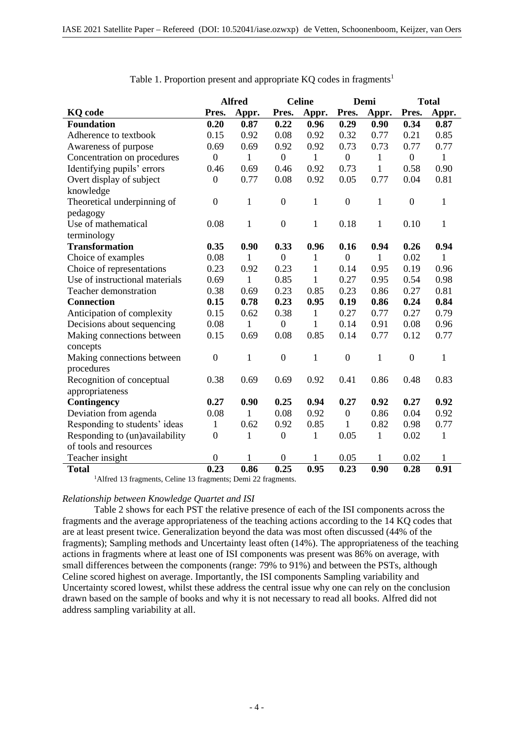Table 1. Proportion present and appropriate KQ codes in fragments[1]

| | Alfred | | Celine | | Demi | | Total | |
|---|---|---|---|---|---|---|---|---|
| **KQ code** | **Pres.** | **Appr.** | **Pres.** | **Appr.** | **Pres.** | **Appr.** | **Pres.** | **Appr.** |
| **Foundation** | **0.20** | **0.87** | **0.22** | **0.96** | **0.29** | **0.90** | **0.34** | **0.87** |
| Adherence to textbook | 0.15 | 0.92 | 0.08 | 0.92 | 0.32 | 0.77 | 0.21 | 0.85 |
| Awareness of purpose | 0.69 | 0.69 | 0.92 | 0.92 | 0.73 | 0.73 | 0.77 | 0.77 |
| Concentration on procedures | 0 | 1 | 0 | 1 | 0 | 1 | 0 | 1 |
| Identifying pupils' errors | 0.46 | 0.69 | 0.46 | 0.92 | 0.73 | 1 | 0.58 | 0.90 |
| Overt display of subject knowledge | 0 | 0.77 | 0.08 | 0.92 | 0.05 | 0.77 | 0.04 | 0.81 |
| Theoretical underpinning of pedagogy | 0 | 1 | 0 | 1 | 0 | 1 | 0 | 1 |
| Use of mathematical terminology | 0.08 | 1 | 0 | 1 | 0.18 | 1 | 0.10 | 1 |
| **Transformation** | **0.35** | **0.90** | **0.33** | **0.96** | **0.16** | **0.94** | **0.26** | **0.94** |
| Choice of examples | 0.08 | 1 | 0 | 1 | 0 | 1 | 0.02 | 1 |
| Choice of representations | 0.23 | 0.92 | 0.23 | 1 | 0.14 | 0.95 | 0.19 | 0.96 |
| Use of instructional materials | 0.69 | 1 | 0.85 | 1 | 0.27 | 0.95 | 0.54 | 0.98 |
| Teacher demonstration | 0.38 | 0.69 | 0.23 | 0.85 | 0.23 | 0.86 | 0.27 | 0.81 |
| **Connection** | **0.15** | **0.78** | **0.23** | **0.95** | **0.19** | **0.86** | **0.24** | **0.84** |
| Anticipation of complexity | 0.15 | 0.62 | 0.38 | 1 | 0.27 | 0.77 | 0.27 | 0.79 |
| Decisions about sequencing | 0.08 | 1 | 0 | 1 | 0.14 | 0.91 | 0.08 | 0.96 |
| Making connections between concepts | 0.15 | 0.69 | 0.08 | 0.85 | 0.14 | 0.77 | 0.12 | 0.77 |
| Making connections between procedures | 0 | 1 | 0 | 1 | 0 | 1 | 0 | 1 |
| Recognition of conceptual appropriateness | 0.38 | 0.69 | 0.69 | 0.92 | 0.41 | 0.86 | 0.48 | 0.83 |
| **Contingency** | **0.27** | **0.90** | **0.25** | **0.94** | **0.27** | **0.92** | **0.27** | **0.92** |
| Deviation from agenda | 0.08 | 1 | 0.08 | 0.92 | 0 | 0.86 | 0.04 | 0.92 |
| Responding to students' ideas | 1 | 0.62 | 0.92 | 0.85 | 1 | 0.82 | 0.98 | 0.77 |
| Responding to (un)availability of tools and resources | 0 | 1 | 0 | 1 | 0.05 | 1 | 0.02 | 1 |
| Teacher insight | 0 | 1 | 0 | 1 | 0.05 | 1 | 0.02 | 1 |
| **Total** | **0.23** | **0.86** | **0.25** | **0.95** | **0.23** | **0.90** | **0.28** | **0.91** |

[1]Alfred 13 fragments, Celine 13 fragments; Demi 22 fragments.

*Relationship between Knowledge Quartet and ISI*

Table 2 shows for each PST the relative presence of each of the ISI components across the fragments and the average appropriateness of the teaching actions according to the 14 KQ codes that are at least present twice. Generalization beyond the data was most often discussed (44% of the fragments); Sampling methods and Uncertainty least often (14%). The appropriateness of the teaching actions in fragments where at least one of ISI components was present was 86% on average, with small differences between the components (range: 79% to 91%) and between the PSTs, although Celine scored highest on average. Importantly, the ISI components Sampling variability and Uncertainty scored lowest, whilst these address the central issue why one can rely on the conclusion drawn based on the sample of books and why it is not necessary to read all books. Alfred did not address sampling variability at all.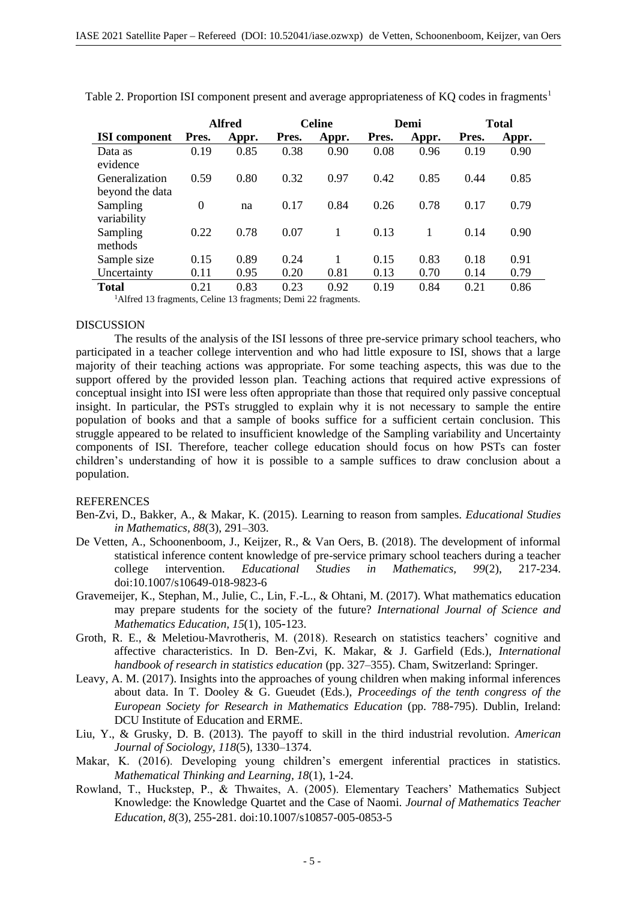Table 2. Proportion ISI component present and average appropriateness of KQ codes in fragments[1]

| | Alfred | | Celine | | Demi | | Total | |
|---|---|---|---|---|---|---|---|---|
| **ISI component** | **Pres.** | **Appr.** | **Pres.** | **Appr.** | **Pres.** | **Appr.** | **Pres.** | **Appr.** |
| Data as evidence | 0.19 | 0.85 | 0.38 | 0.90 | 0.08 | 0.96 | 0.19 | 0.90 |
| Generalization beyond the data | 0.59 | 0.80 | 0.32 | 0.97 | 0.42 | 0.85 | 0.44 | 0.85 |
| Sampling variability | 0 | na | 0.17 | 0.84 | 0.26 | 0.78 | 0.17 | 0.79 |
| Sampling methods | 0.22 | 0.78 | 0.07 | 1 | 0.13 | 1 | 0.14 | 0.90 |
| Sample size | 0.15 | 0.89 | 0.24 | 1 | 0.15 | 0.83 | 0.18 | 0.91 |
| Uncertainty | 0.11 | 0.95 | 0.20 | 0.81 | 0.13 | 0.70 | 0.14 | 0.79 |
| **Total** | 0.21 | 0.83 | 0.23 | 0.92 | 0.19 | 0.84 | 0.21 | 0.86 |

[1]Alfred 13 fragments, Celine 13 fragments; Demi 22 fragments.

## DISCUSSION

The results of the analysis of the ISI lessons of three pre-service primary school teachers, who participated in a teacher college intervention and who had little exposure to ISI, shows that a large majority of their teaching actions was appropriate. For some teaching aspects, this was due to the support offered by the provided lesson plan. Teaching actions that required active expressions of conceptual insight into ISI were less often appropriate than those that required only passive conceptual insight. In particular, the PSTs struggled to explain why it is not necessary to sample the entire population of books and that a sample of books suffice for a sufficient certain conclusion. This struggle appeared to be related to insufficient knowledge of the Sampling variability and Uncertainty components of ISI. Therefore, teacher college education should focus on how PSTs can foster children's understanding of how it is possible to a sample suffices to draw conclusion about a population.

## REFERENCES

Ben-Zvi, D., Bakker, A., & Makar, K. (2015). Learning to reason from samples. *Educational Studies in Mathematics, 88*(3), 291–303.

De Vetten, A., Schoonenboom, J., Keijzer, R., & Van Oers, B. (2018). The development of informal statistical inference content knowledge of pre-service primary school teachers during a teacher college intervention. *Educational Studies in Mathematics, 99*(2), 217-234. doi:10.1007/s10649-018-9823-6

Gravemeijer, K., Stephan, M., Julie, C., Lin, F.-L., & Ohtani, M. (2017). What mathematics education may prepare students for the society of the future? *International Journal of Science and Mathematics Education, 15*(1), 105-123.

Groth, R. E., & Meletiou-Mavrotheris, M. (2018). Research on statistics teachers' cognitive and affective characteristics. In D. Ben-Zvi, K. Makar, & J. Garfield (Eds.), *International handbook of research in statistics education* (pp. 327–355). Cham, Switzerland: Springer.

Leavy, A. M. (2017). Insights into the approaches of young children when making informal inferences about data. In T. Dooley & G. Gueudet (Eds.), *Proceedings of the tenth congress of the European Society for Research in Mathematics Education* (pp. 788-795). Dublin, Ireland: DCU Institute of Education and ERME.

Liu, Y., & Grusky, D. B. (2013). The payoff to skill in the third industrial revolution. *American Journal of Sociology, 118*(5), 1330–1374.

Makar, K. (2016). Developing young children's emergent inferential practices in statistics. *Mathematical Thinking and Learning, 18*(1), 1-24.

Rowland, T., Huckstep, P., & Thwaites, A. (2005). Elementary Teachers' Mathematics Subject Knowledge: the Knowledge Quartet and the Case of Naomi. *Journal of Mathematics Teacher Education, 8*(3), 255-281. doi:10.1007/s10857-005-0853-5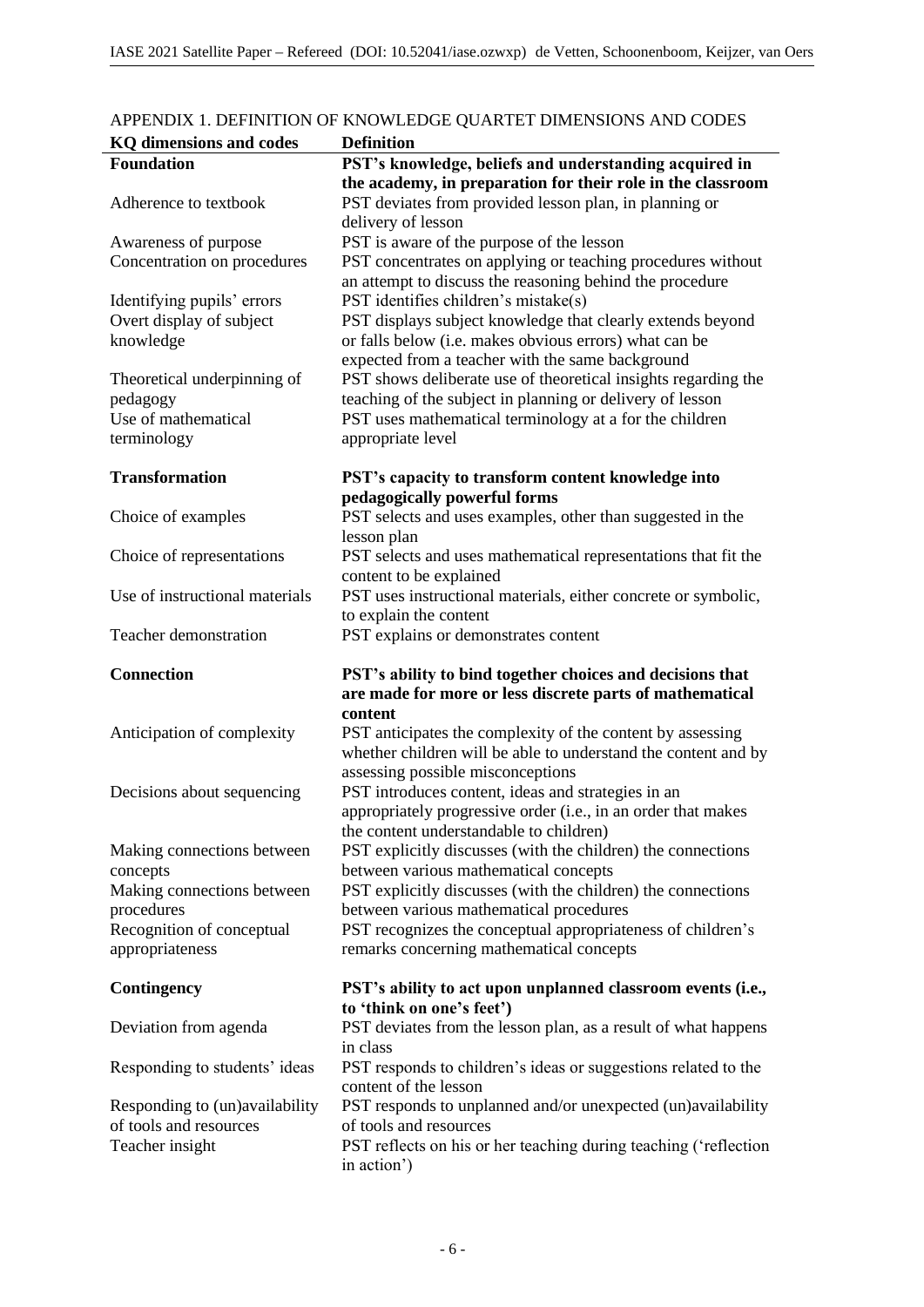## APPENDIX 1. DEFINITION OF KNOWLEDGE QUARTET DIMENSIONS AND CODES

| KQ dimensions and codes | Definition |
|---|---|
| **Foundation** | **PST's knowledge, beliefs and understanding acquired in the academy, in preparation for their role in the classroom** |
| Adherence to textbook | PST deviates from provided lesson plan, in planning or delivery of lesson |
| Awareness of purpose | PST is aware of the purpose of the lesson |
| Concentration on procedures | PST concentrates on applying or teaching procedures without an attempt to discuss the reasoning behind the procedure |
| Identifying pupils' errors | PST identifies children's mistake(s) |
| Overt display of subject knowledge | PST displays subject knowledge that clearly extends beyond or falls below (i.e. makes obvious errors) what can be expected from a teacher with the same background |
| Theoretical underpinning of pedagogy | PST shows deliberate use of theoretical insights regarding the teaching of the subject in planning or delivery of lesson |
| Use of mathematical terminology | PST uses mathematical terminology at a for the children appropriate level |
| **Transformation** | **PST's capacity to transform content knowledge into pedagogically powerful forms** |
| Choice of examples | PST selects and uses examples, other than suggested in the lesson plan |
| Choice of representations | PST selects and uses mathematical representations that fit the content to be explained |
| Use of instructional materials | PST uses instructional materials, either concrete or symbolic, to explain the content |
| Teacher demonstration | PST explains or demonstrates content |
| **Connection** | **PST's ability to bind together choices and decisions that are made for more or less discrete parts of mathematical content** |
| Anticipation of complexity | PST anticipates the complexity of the content by assessing whether children will be able to understand the content and by assessing possible misconceptions |
| Decisions about sequencing | PST introduces content, ideas and strategies in an appropriately progressive order (i.e., in an order that makes the content understandable to children) |
| Making connections between concepts | PST explicitly discusses (with the children) the connections between various mathematical concepts |
| Making connections between procedures | PST explicitly discusses (with the children) the connections between various mathematical procedures |
| Recognition of conceptual appropriateness | PST recognizes the conceptual appropriateness of children's remarks concerning mathematical concepts |
| **Contingency** | **PST's ability to act upon unplanned classroom events (i.e., to 'think on one's feet')** |
| Deviation from agenda | PST deviates from the lesson plan, as a result of what happens in class |
| Responding to students' ideas | PST responds to children's ideas or suggestions related to the content of the lesson |
| Responding to (un)availability of tools and resources | PST responds to unplanned and/or unexpected (un)availability of tools and resources |
| Teacher insight | PST reflects on his or her teaching during teaching ('reflection in action') |